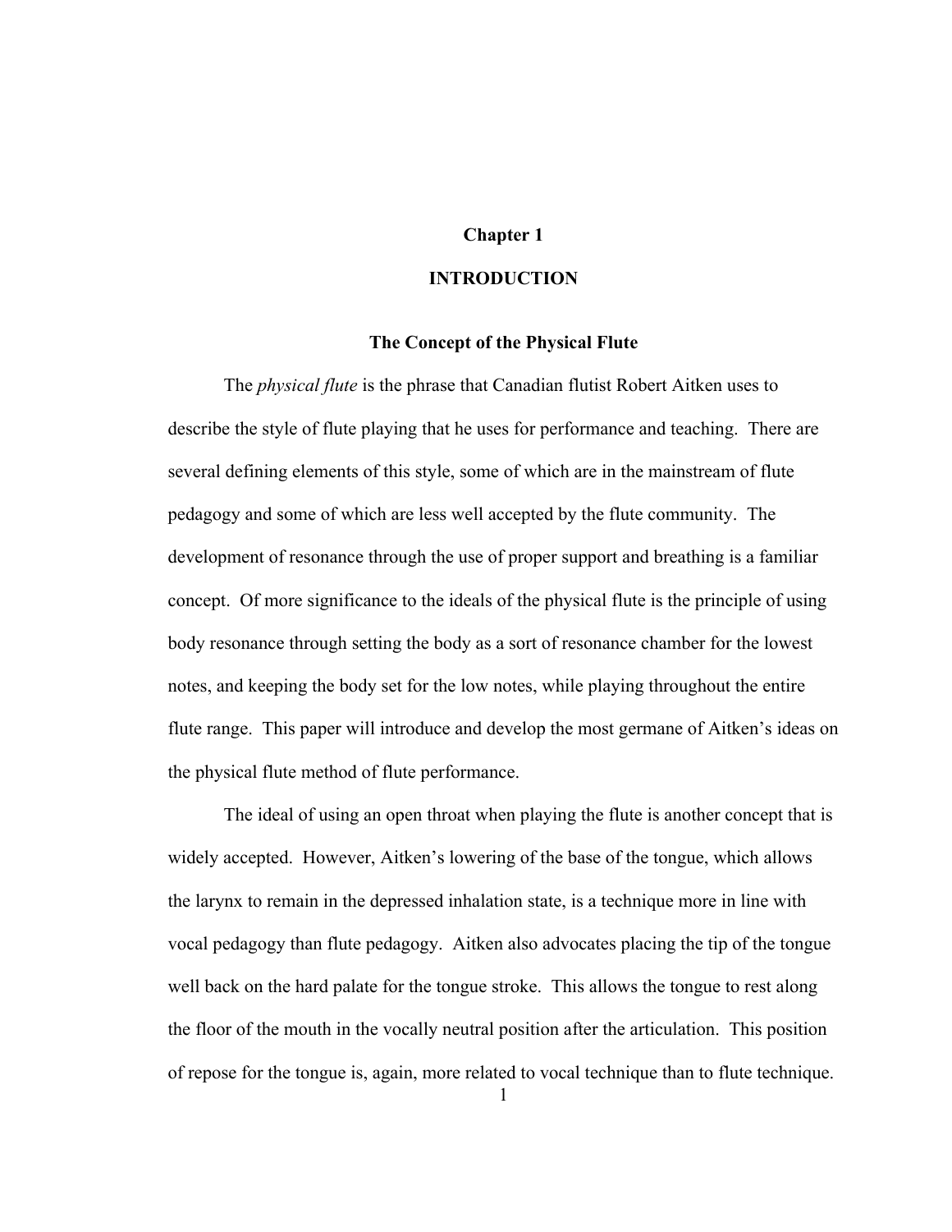# Chapter 1

# INTRODUCTION

## The Concept of the Physical Flute

The *physical flute* is the phrase that Canadian flutist Robert Aitken uses to describe the style of flute playing that he uses for performance and teaching. There are several defining elements of this style, some of which are in the mainstream of flute pedagogy and some of which are less well accepted by the flute community. The development of resonance through the use of proper support and breathing is a familiar concept. Of more significance to the ideals of the physical flute is the principle of using body resonance through setting the body as a sort of resonance chamber for the lowest notes, and keeping the body set for the low notes, while playing throughout the entire flute range. This paper will introduce and develop the most germane of Aitken's ideas on the physical flute method of flute performance.

The ideal of using an open throat when playing the flute is another concept that is widely accepted. However, Aitken's lowering of the base of the tongue, which allows the larynx to remain in the depressed inhalation state, is a technique more in line with vocal pedagogy than flute pedagogy. Aitken also advocates placing the tip of the tongue well back on the hard palate for the tongue stroke. This allows the tongue to rest along the floor of the mouth in the vocally neutral position after the articulation. This position of repose for the tongue is, again, more related to vocal technique than to flute technique.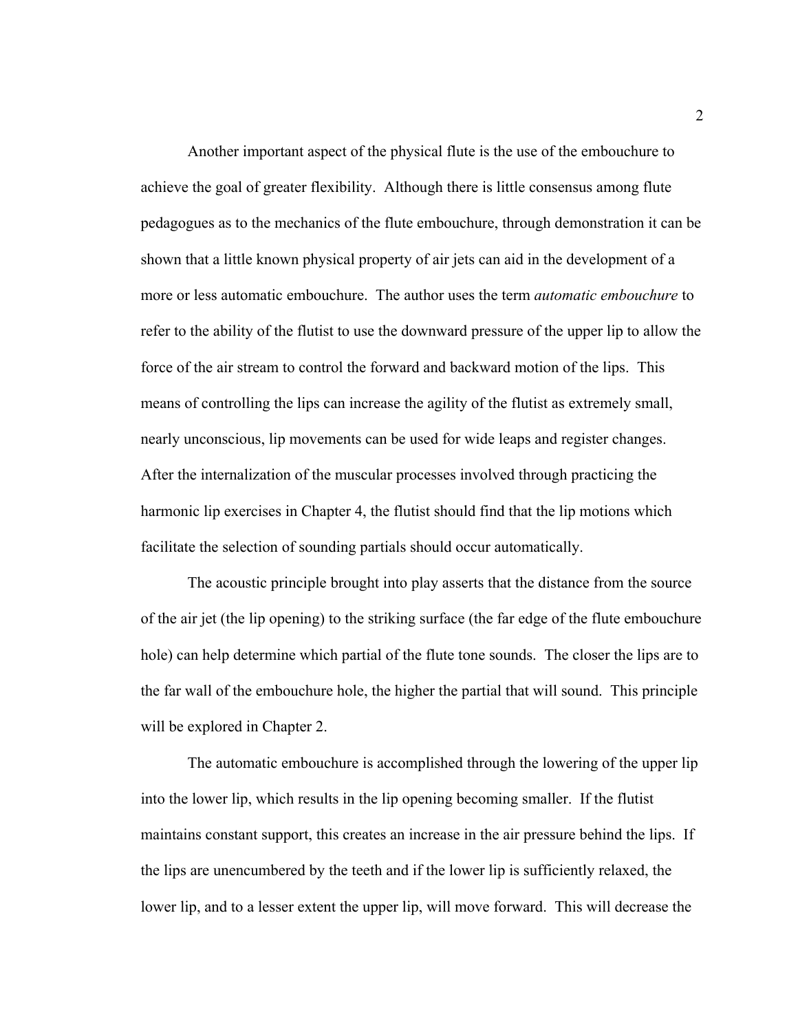Another important aspect of the physical flute is the use of the embouchure to achieve the goal of greater flexibility. Although there is little consensus among flute pedagogues as to the mechanics of the flute embouchure, through demonstration it can be shown that a little known physical property of air jets can aid in the development of a more or less automatic embouchure. The author uses the term *automatic embouchure* to refer to the ability of the flutist to use the downward pressure of the upper lip to allow the force of the air stream to control the forward and backward motion of the lips. This means of controlling the lips can increase the agility of the flutist as extremely small, nearly unconscious, lip movements can be used for wide leaps and register changes. After the internalization of the muscular processes involved through practicing the harmonic lip exercises in Chapter 4, the flutist should find that the lip motions which facilitate the selection of sounding partials should occur automatically.

The acoustic principle brought into play asserts that the distance from the source of the air jet (the lip opening) to the striking surface (the far edge of the flute embouchure hole) can help determine which partial of the flute tone sounds. The closer the lips are to the far wall of the embouchure hole, the higher the partial that will sound. This principle will be explored in Chapter 2.

The automatic embouchure is accomplished through the lowering of the upper lip into the lower lip, which results in the lip opening becoming smaller. If the flutist maintains constant support, this creates an increase in the air pressure behind the lips. If the lips are unencumbered by the teeth and if the lower lip is sufficiently relaxed, the lower lip, and to a lesser extent the upper lip, will move forward. This will decrease the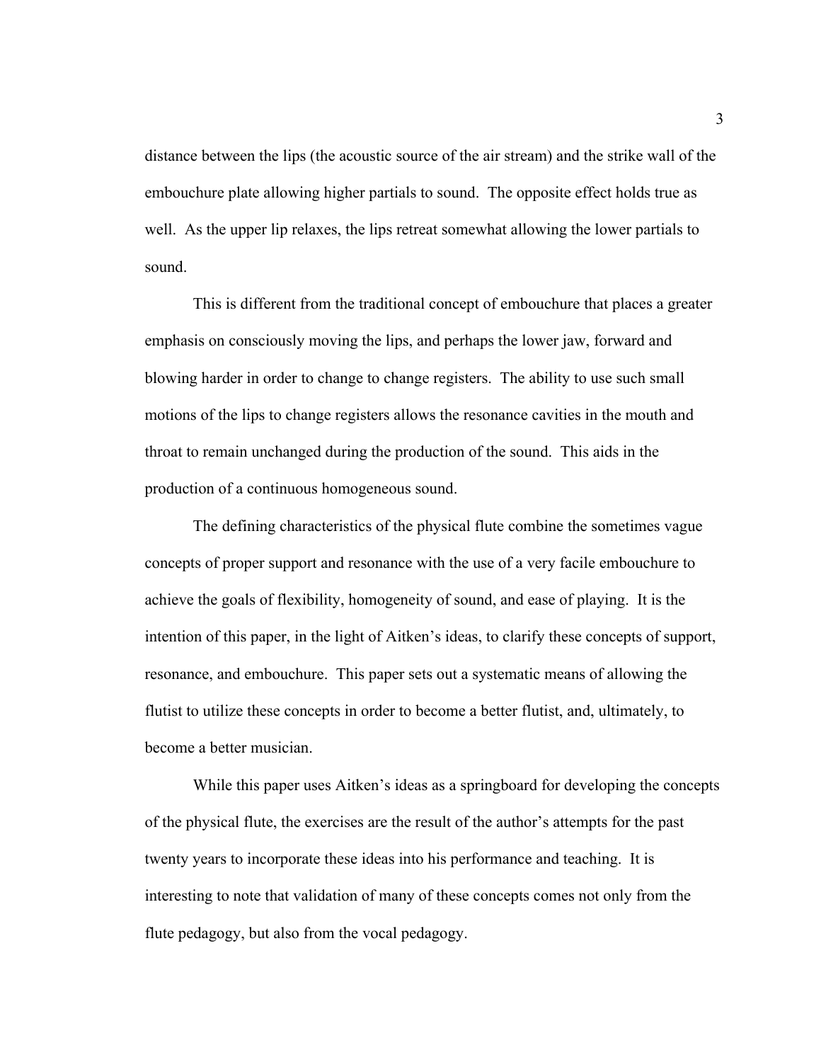distance between the lips (the acoustic source of the air stream) and the strike wall of the embouchure plate allowing higher partials to sound. The opposite effect holds true as well. As the upper lip relaxes, the lips retreat somewhat allowing the lower partials to sound.

This is different from the traditional concept of embouchure that places a greater emphasis on consciously moving the lips, and perhaps the lower jaw, forward and blowing harder in order to change to change registers. The ability to use such small motions of the lips to change registers allows the resonance cavities in the mouth and throat to remain unchanged during the production of the sound. This aids in the production of a continuous homogeneous sound.

The defining characteristics of the physical flute combine the sometimes vague concepts of proper support and resonance with the use of a very facile embouchure to achieve the goals of flexibility, homogeneity of sound, and ease of playing. It is the intention of this paper, in the light of Aitken's ideas, to clarify these concepts of support, resonance, and embouchure. This paper sets out a systematic means of allowing the flutist to utilize these concepts in order to become a better flutist, and, ultimately, to become a better musician.

While this paper uses Aitken's ideas as a springboard for developing the concepts of the physical flute, the exercises are the result of the author's attempts for the past twenty years to incorporate these ideas into his performance and teaching. It is interesting to note that validation of many of these concepts comes not only from the flute pedagogy, but also from the vocal pedagogy.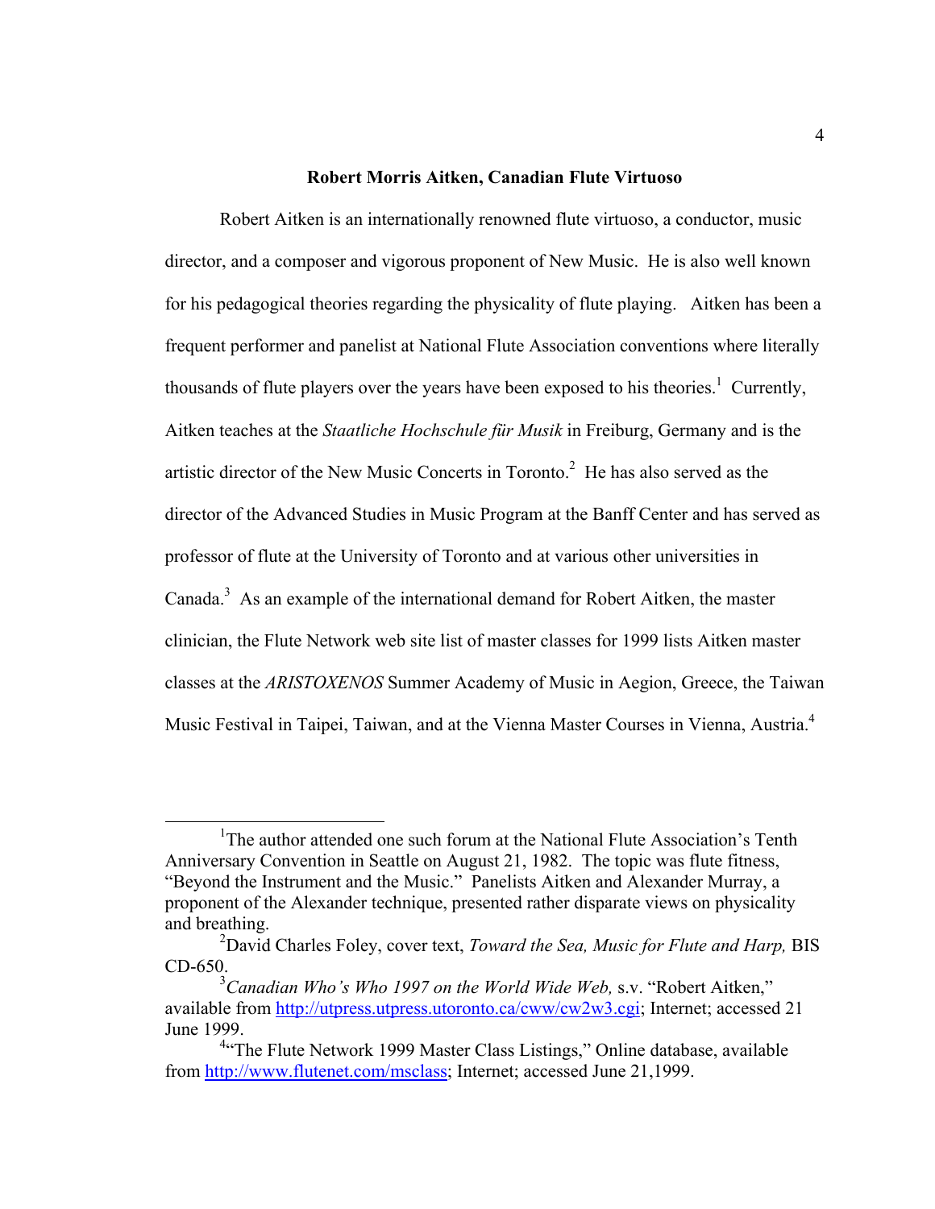## Robert Morris Aitken, Canadian Flute Virtuoso

Robert Aitken is an internationally renowned flute virtuoso, a conductor, music director, and a composer and vigorous proponent of New Music. He is also well known for his pedagogical theories regarding the physicality of flute playing. Aitken has been a frequent performer and panelist at National Flute Association conventions where literally thousands of flute players over the years have been exposed to his theories.[1] Currently, Aitken teaches at the *Staatliche Hochschule für Musik* in Freiburg, Germany and is the artistic director of the New Music Concerts in Toronto.[2] He has also served as the director of the Advanced Studies in Music Program at the Banff Center and has served as professor of flute at the University of Toronto and at various other universities in Canada.[3] As an example of the international demand for Robert Aitken, the master clinician, the Flute Network web site list of master classes for 1999 lists Aitken master classes at the *ARISTOXENOS* Summer Academy of Music in Aegion, Greece, the Taiwan Music Festival in Taipei, Taiwan, and at the Vienna Master Courses in Vienna, Austria.[4]

---

[1]The author attended one such forum at the National Flute Association's Tenth Anniversary Convention in Seattle on August 21, 1982. The topic was flute fitness, "Beyond the Instrument and the Music." Panelists Aitken and Alexander Murray, a proponent of the Alexander technique, presented rather disparate views on physicality and breathing.

[2]David Charles Foley, cover text, *Toward the Sea, Music for Flute and Harp,* BIS CD-650.

[3]*Canadian Who's Who 1997 on the World Wide Web,* s.v. "Robert Aitken," available from http://utpress.utpress.utoronto.ca/cww/cw2w3.cgi; Internet; accessed 21 June 1999.

[4]"The Flute Network 1999 Master Class Listings," Online database, available from http://www.flutenet.com/msclass; Internet; accessed June 21,1999.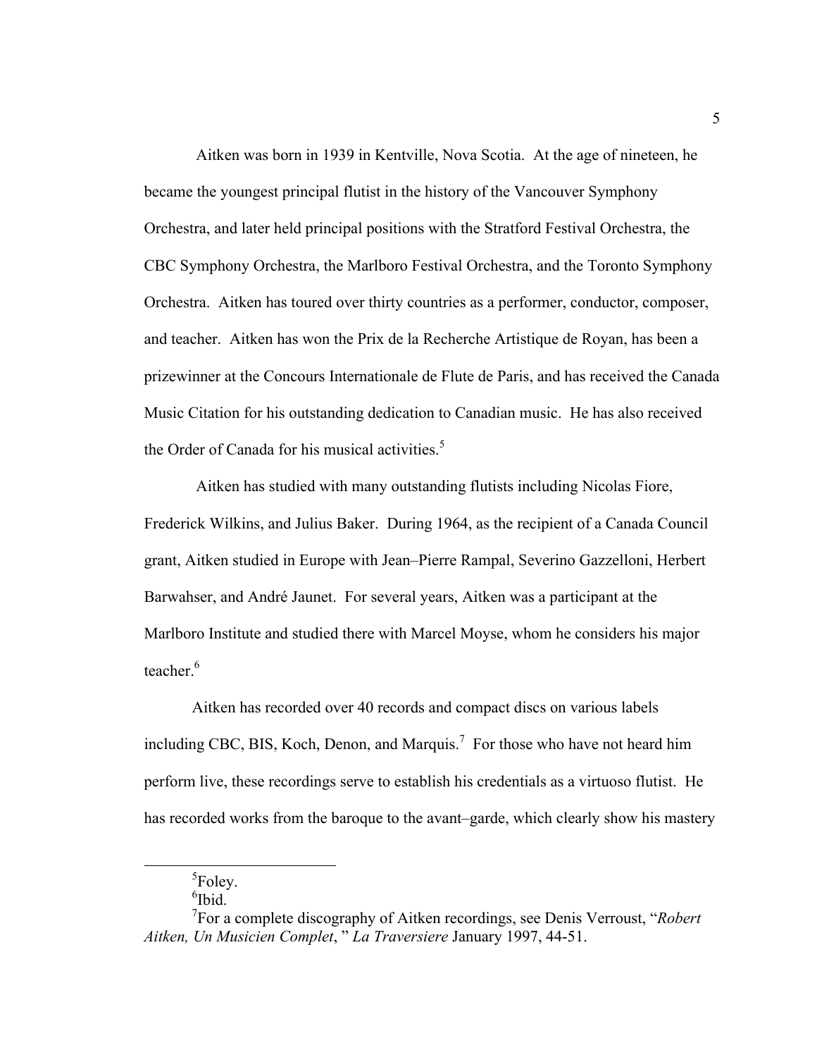Aitken was born in 1939 in Kentville, Nova Scotia. At the age of nineteen, he became the youngest principal flutist in the history of the Vancouver Symphony Orchestra, and later held principal positions with the Stratford Festival Orchestra, the CBC Symphony Orchestra, the Marlboro Festival Orchestra, and the Toronto Symphony Orchestra. Aitken has toured over thirty countries as a performer, conductor, composer, and teacher. Aitken has won the Prix de la Recherche Artistique de Royan, has been a prizewinner at the Concours Internationale de Flute de Paris, and has received the Canada Music Citation for his outstanding dedication to Canadian music. He has also received the Order of Canada for his musical activities.[5]

Aitken has studied with many outstanding flutists including Nicolas Fiore, Frederick Wilkins, and Julius Baker. During 1964, as the recipient of a Canada Council grant, Aitken studied in Europe with Jean–Pierre Rampal, Severino Gazzelloni, Herbert Barwahser, and André Jaunet. For several years, Aitken was a participant at the Marlboro Institute and studied there with Marcel Moyse, whom he considers his major teacher.[6]

Aitken has recorded over 40 records and compact discs on various labels including CBC, BIS, Koch, Denon, and Marquis.[7] For those who have not heard him perform live, these recordings serve to establish his credentials as a virtuoso flutist. He has recorded works from the baroque to the avant–garde, which clearly show his mastery

---

[5]Foley.

[6]Ibid.

[7]For a complete discography of Aitken recordings, see Denis Verroust, "*Robert Aitken, Un Musicien Complet*, " *La Traversiere* January 1997, 44-51.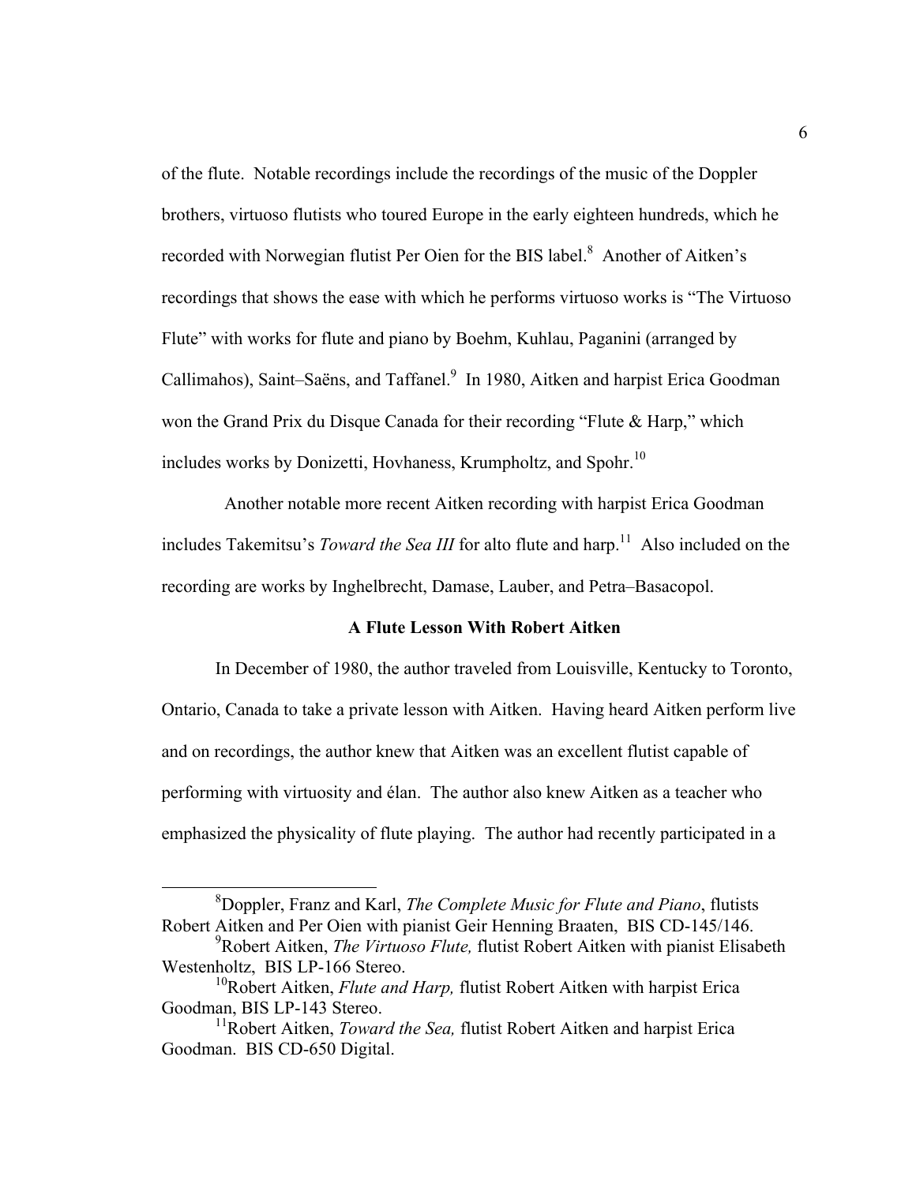of the flute. Notable recordings include the recordings of the music of the Doppler brothers, virtuoso flutists who toured Europe in the early eighteen hundreds, which he recorded with Norwegian flutist Per Oien for the BIS label.[8] Another of Aitken's recordings that shows the ease with which he performs virtuoso works is "The Virtuoso Flute" with works for flute and piano by Boehm, Kuhlau, Paganini (arranged by Callimahos), Saint–Saëns, and Taffanel.[9] In 1980, Aitken and harpist Erica Goodman won the Grand Prix du Disque Canada for their recording "Flute & Harp," which includes works by Donizetti, Hovhaness, Krumpholtz, and Spohr.[10]

Another notable more recent Aitken recording with harpist Erica Goodman includes Takemitsu's *Toward the Sea III* for alto flute and harp.[11] Also included on the recording are works by Inghelbrecht, Damase, Lauber, and Petra–Basacopol.

**A Flute Lesson With Robert Aitken**

In December of 1980, the author traveled from Louisville, Kentucky to Toronto, Ontario, Canada to take a private lesson with Aitken. Having heard Aitken perform live and on recordings, the author knew that Aitken was an excellent flutist capable of performing with virtuosity and élan. The author also knew Aitken as a teacher who emphasized the physicality of flute playing. The author had recently participated in a

---

[8] Doppler, Franz and Karl, *The Complete Music for Flute and Piano*, flutists Robert Aitken and Per Oien with pianist Geir Henning Braaten, BIS CD-145/146.

[9] Robert Aitken, *The Virtuoso Flute,* flutist Robert Aitken with pianist Elisabeth Westenholtz, BIS LP-166 Stereo.

[10] Robert Aitken, *Flute and Harp,* flutist Robert Aitken with harpist Erica Goodman, BIS LP-143 Stereo.

[11] Robert Aitken, *Toward the Sea,* flutist Robert Aitken and harpist Erica Goodman. BIS CD-650 Digital.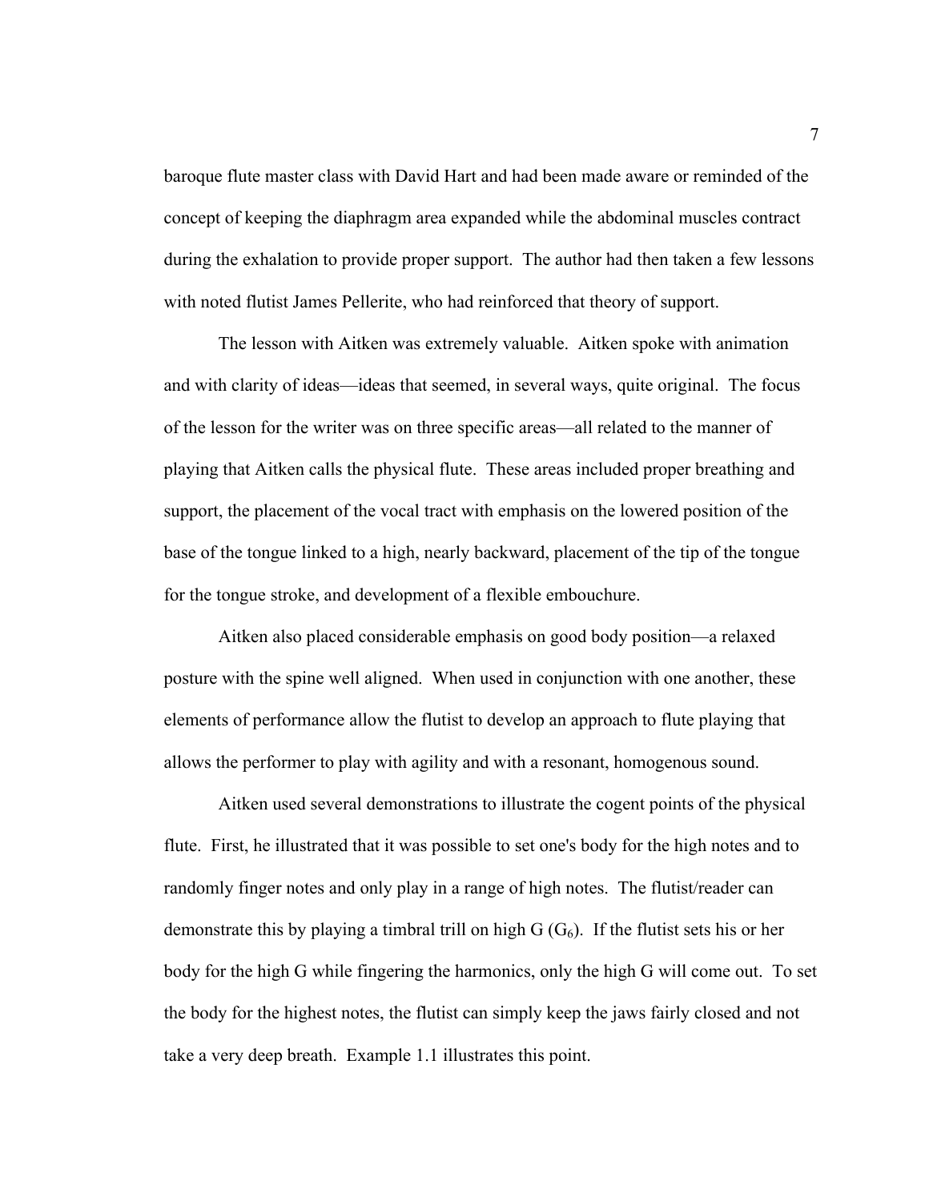baroque flute master class with David Hart and had been made aware or reminded of the concept of keeping the diaphragm area expanded while the abdominal muscles contract during the exhalation to provide proper support. The author had then taken a few lessons with noted flutist James Pellerite, who had reinforced that theory of support.

The lesson with Aitken was extremely valuable. Aitken spoke with animation and with clarity of ideas—ideas that seemed, in several ways, quite original. The focus of the lesson for the writer was on three specific areas—all related to the manner of playing that Aitken calls the physical flute. These areas included proper breathing and support, the placement of the vocal tract with emphasis on the lowered position of the base of the tongue linked to a high, nearly backward, placement of the tip of the tongue for the tongue stroke, and development of a flexible embouchure.

Aitken also placed considerable emphasis on good body position—a relaxed posture with the spine well aligned. When used in conjunction with one another, these elements of performance allow the flutist to develop an approach to flute playing that allows the performer to play with agility and with a resonant, homogenous sound.

Aitken used several demonstrations to illustrate the cogent points of the physical flute. First, he illustrated that it was possible to set one's body for the high notes and to randomly finger notes and only play in a range of high notes. The flutist/reader can demonstrate this by playing a timbral trill on high G ($G_6$). If the flutist sets his or her body for the high G while fingering the harmonics, only the high G will come out. To set the body for the highest notes, the flutist can simply keep the jaws fairly closed and not take a very deep breath. Example 1.1 illustrates this point.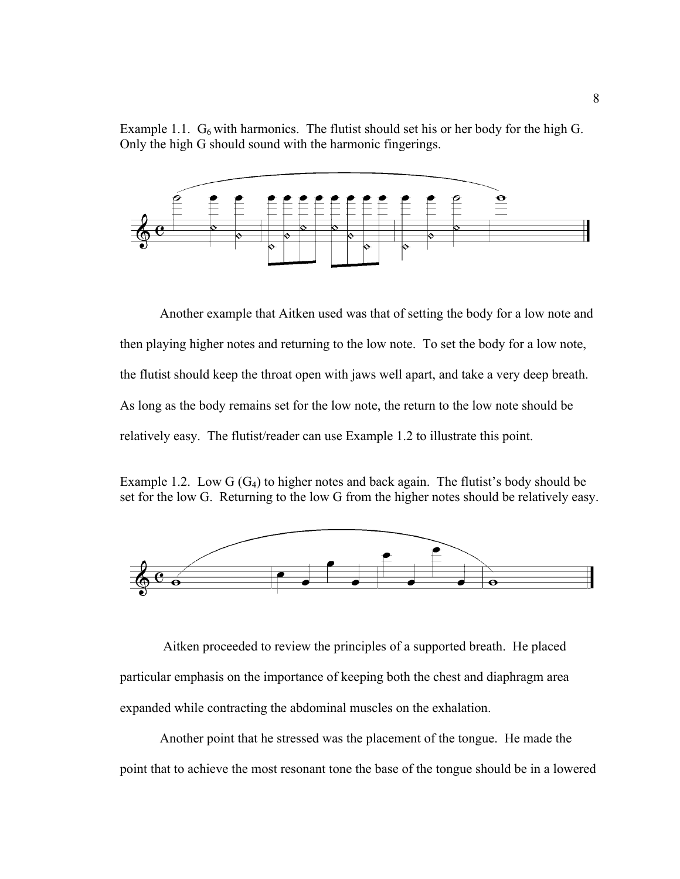Example 1.1. $G_6$ with harmonics. The flutist should set his or her body for the high G. Only the high G should sound with the harmonic fingerings.

Another example that Aitken used was that of setting the body for a low note and then playing higher notes and returning to the low note. To set the body for a low note, the flutist should keep the throat open with jaws well apart, and take a very deep breath. As long as the body remains set for the low note, the return to the low note should be relatively easy. The flutist/reader can use Example 1.2 to illustrate this point.

Example 1.2. Low G ($G_4$) to higher notes and back again. The flutist's body should be set for the low G. Returning to the low G from the higher notes should be relatively easy.

Aitken proceeded to review the principles of a supported breath. He placed particular emphasis on the importance of keeping both the chest and diaphragm area expanded while contracting the abdominal muscles on the exhalation.

Another point that he stressed was the placement of the tongue. He made the point that to achieve the most resonant tone the base of the tongue should be in a lowered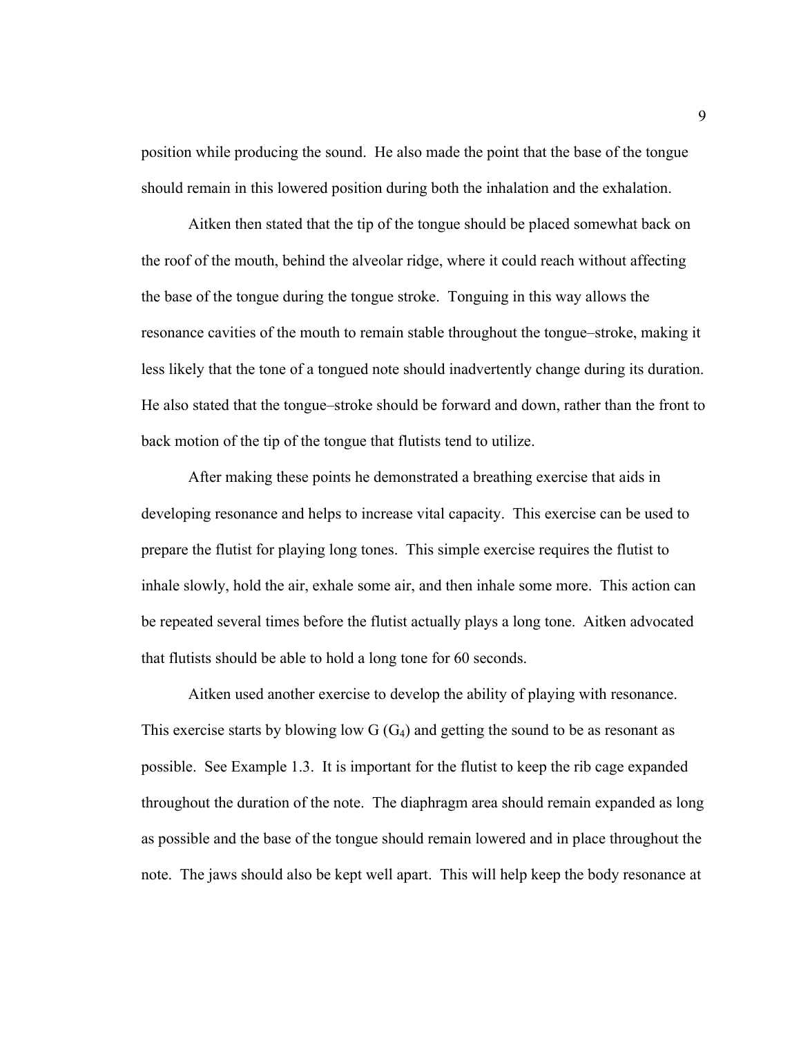position while producing the sound. He also made the point that the base of the tongue should remain in this lowered position during both the inhalation and the exhalation.

Aitken then stated that the tip of the tongue should be placed somewhat back on the roof of the mouth, behind the alveolar ridge, where it could reach without affecting the base of the tongue during the tongue stroke. Tonguing in this way allows the resonance cavities of the mouth to remain stable throughout the tongue–stroke, making it less likely that the tone of a tongued note should inadvertently change during its duration. He also stated that the tongue–stroke should be forward and down, rather than the front to back motion of the tip of the tongue that flutists tend to utilize.

After making these points he demonstrated a breathing exercise that aids in developing resonance and helps to increase vital capacity. This exercise can be used to prepare the flutist for playing long tones. This simple exercise requires the flutist to inhale slowly, hold the air, exhale some air, and then inhale some more. This action can be repeated several times before the flutist actually plays a long tone. Aitken advocated that flutists should be able to hold a long tone for 60 seconds.

Aitken used another exercise to develop the ability of playing with resonance. This exercise starts by blowing low G ($G_4$) and getting the sound to be as resonant as possible. See Example 1.3. It is important for the flutist to keep the rib cage expanded throughout the duration of the note. The diaphragm area should remain expanded as long as possible and the base of the tongue should remain lowered and in place throughout the note. The jaws should also be kept well apart. This will help keep the body resonance at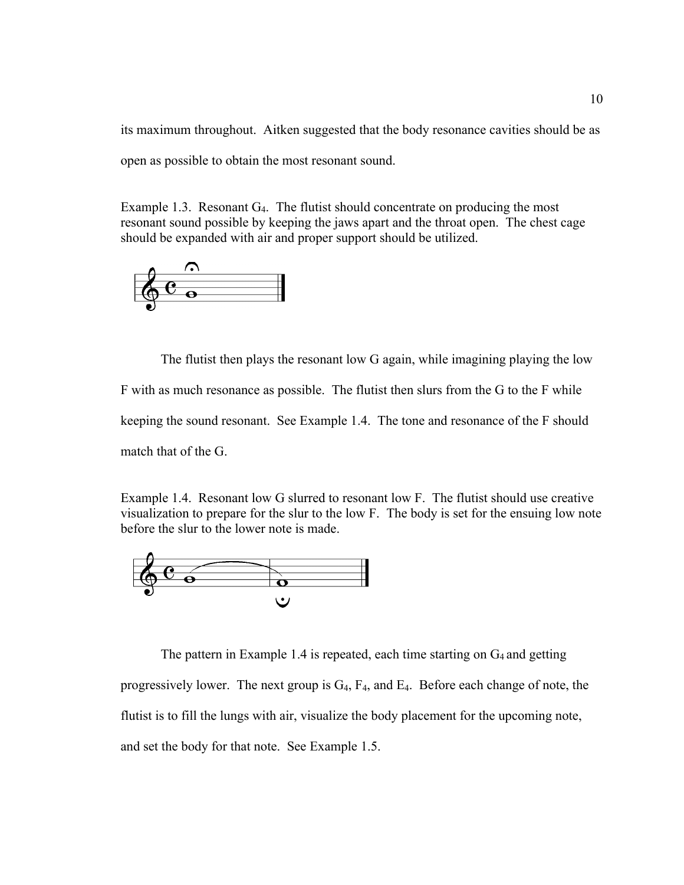its maximum throughout. Aitken suggested that the body resonance cavities should be as open as possible to obtain the most resonant sound.

Example 1.3. Resonant $G_4$. The flutist should concentrate on producing the most resonant sound possible by keeping the jaws apart and the throat open. The chest cage should be expanded with air and proper support should be utilized.

The flutist then plays the resonant low G again, while imagining playing the low F with as much resonance as possible. The flutist then slurs from the G to the F while keeping the sound resonant. See Example 1.4. The tone and resonance of the F should match that of the G.

Example 1.4. Resonant low G slurred to resonant low F. The flutist should use creative visualization to prepare for the slur to the low F. The body is set for the ensuing low note before the slur to the lower note is made.

The pattern in Example 1.4 is repeated, each time starting on $G_4$ and getting progressively lower. The next group is $G_4$, $F_4$, and $E_4$. Before each change of note, the flutist is to fill the lungs with air, visualize the body placement for the upcoming note, and set the body for that note. See Example 1.5.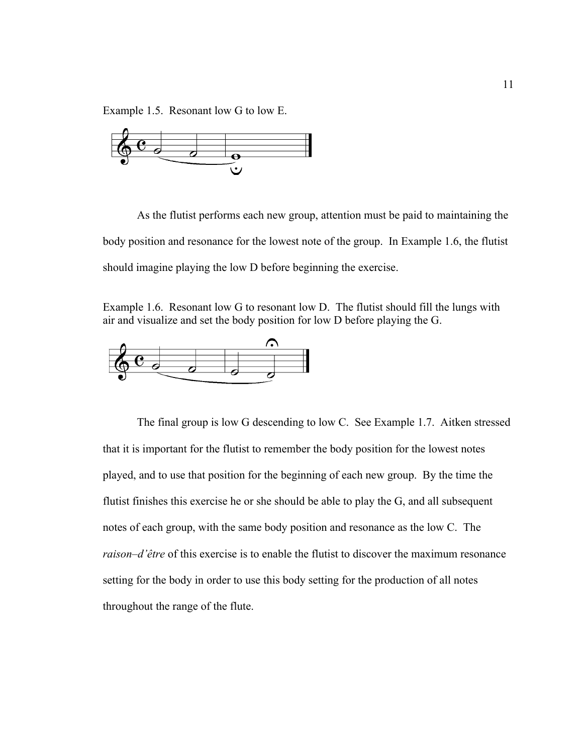Example 1.5. Resonant low G to low E.

As the flutist performs each new group, attention must be paid to maintaining the body position and resonance for the lowest note of the group. In Example 1.6, the flutist should imagine playing the low D before beginning the exercise.

Example 1.6. Resonant low G to resonant low D. The flutist should fill the lungs with air and visualize and set the body position for low D before playing the G.

The final group is low G descending to low C. See Example 1.7. Aitken stressed that it is important for the flutist to remember the body position for the lowest notes played, and to use that position for the beginning of each new group. By the time the flutist finishes this exercise he or she should be able to play the G, and all subsequent notes of each group, with the same body position and resonance as the low C. The *raison–d'être* of this exercise is to enable the flutist to discover the maximum resonance setting for the body in order to use this body setting for the production of all notes throughout the range of the flute.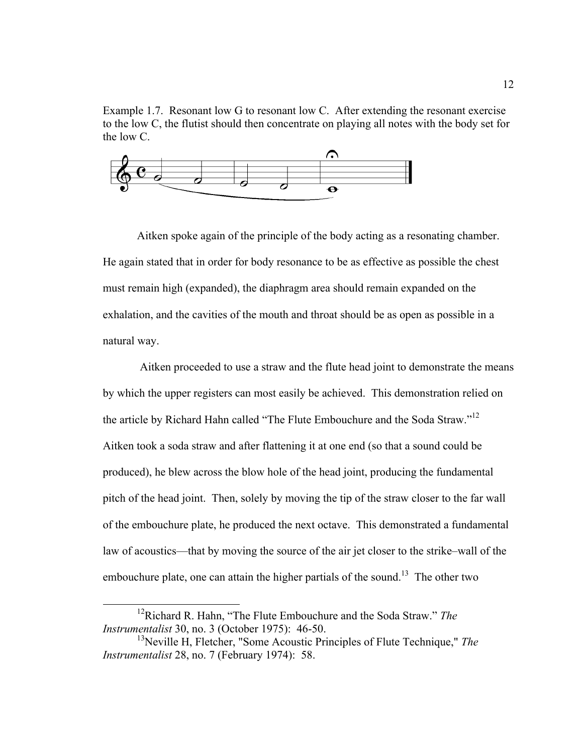Example 1.7. Resonant low G to resonant low C. After extending the resonant exercise to the low C, the flutist should then concentrate on playing all notes with the body set for the low C.

Aitken spoke again of the principle of the body acting as a resonating chamber. He again stated that in order for body resonance to be as effective as possible the chest must remain high (expanded), the diaphragm area should remain expanded on the exhalation, and the cavities of the mouth and throat should be as open as possible in a natural way.

Aitken proceeded to use a straw and the flute head joint to demonstrate the means by which the upper registers can most easily be achieved. This demonstration relied on the article by Richard Hahn called "The Flute Embouchure and the Soda Straw."[12] Aitken took a soda straw and after flattening it at one end (so that a sound could be produced), he blew across the blow hole of the head joint, producing the fundamental pitch of the head joint. Then, solely by moving the tip of the straw closer to the far wall of the embouchure plate, he produced the next octave. This demonstrated a fundamental law of acoustics—that by moving the source of the air jet closer to the strike–wall of the embouchure plate, one can attain the higher partials of the sound.[13] The other two

---

[12] Richard R. Hahn, "The Flute Embouchure and the Soda Straw." *The Instrumentalist* 30, no. 3 (October 1975): 46-50.

[13] Neville H, Fletcher, "Some Acoustic Principles of Flute Technique," *The Instrumentalist* 28, no. 7 (February 1974): 58.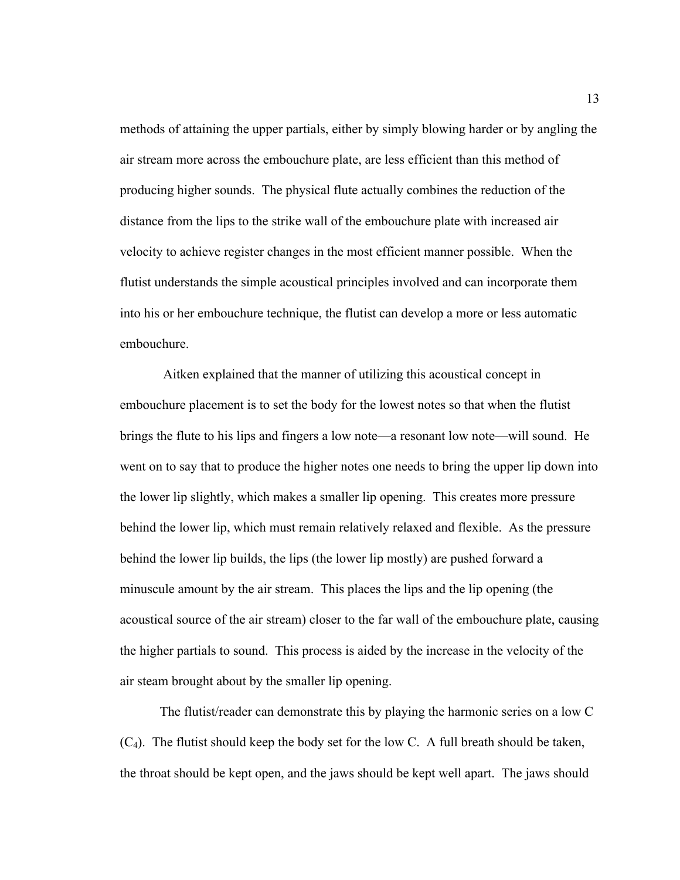methods of attaining the upper partials, either by simply blowing harder or by angling the air stream more across the embouchure plate, are less efficient than this method of producing higher sounds. The physical flute actually combines the reduction of the distance from the lips to the strike wall of the embouchure plate with increased air velocity to achieve register changes in the most efficient manner possible. When the flutist understands the simple acoustical principles involved and can incorporate them into his or her embouchure technique, the flutist can develop a more or less automatic embouchure.

Aitken explained that the manner of utilizing this acoustical concept in embouchure placement is to set the body for the lowest notes so that when the flutist brings the flute to his lips and fingers a low note—a resonant low note—will sound. He went on to say that to produce the higher notes one needs to bring the upper lip down into the lower lip slightly, which makes a smaller lip opening. This creates more pressure behind the lower lip, which must remain relatively relaxed and flexible. As the pressure behind the lower lip builds, the lips (the lower lip mostly) are pushed forward a minuscule amount by the air stream. This places the lips and the lip opening (the acoustical source of the air stream) closer to the far wall of the embouchure plate, causing the higher partials to sound. This process is aided by the increase in the velocity of the air steam brought about by the smaller lip opening.

The flutist/reader can demonstrate this by playing the harmonic series on a low C ($C_4$). The flutist should keep the body set for the low C. A full breath should be taken, the throat should be kept open, and the jaws should be kept well apart. The jaws should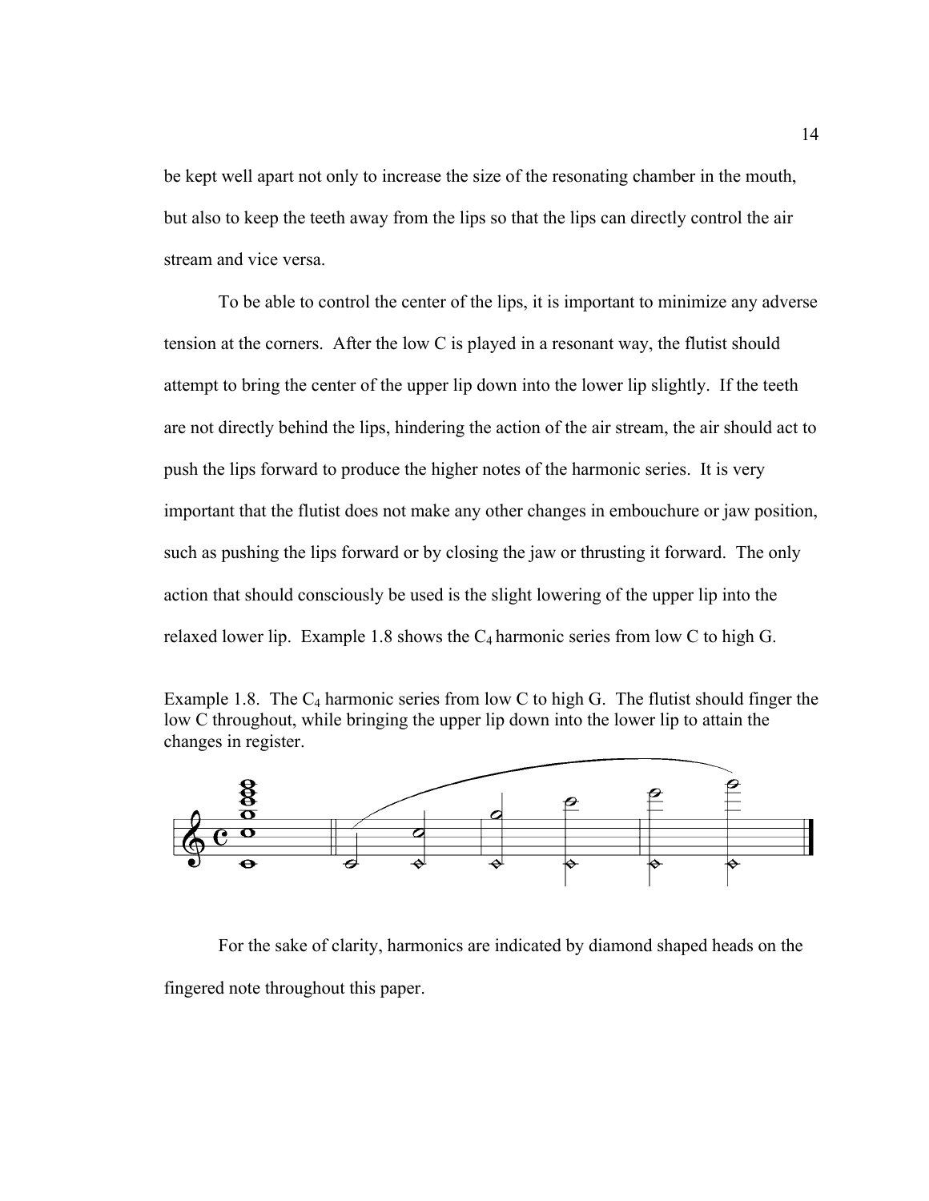be kept well apart not only to increase the size of the resonating chamber in the mouth, but also to keep the teeth away from the lips so that the lips can directly control the air stream and vice versa.

To be able to control the center of the lips, it is important to minimize any adverse tension at the corners. After the low C is played in a resonant way, the flutist should attempt to bring the center of the upper lip down into the lower lip slightly. If the teeth are not directly behind the lips, hindering the action of the air stream, the air should act to push the lips forward to produce the higher notes of the harmonic series. It is very important that the flutist does not make any other changes in embouchure or jaw position, such as pushing the lips forward or by closing the jaw or thrusting it forward. The only action that should consciously be used is the slight lowering of the upper lip into the relaxed lower lip. Example 1.8 shows the $C_4$ harmonic series from low C to high G.

Example 1.8. The $C_4$ harmonic series from low C to high G. The flutist should finger the low C throughout, while bringing the upper lip down into the lower lip to attain the changes in register.

For the sake of clarity, harmonics are indicated by diamond shaped heads on the fingered note throughout this paper.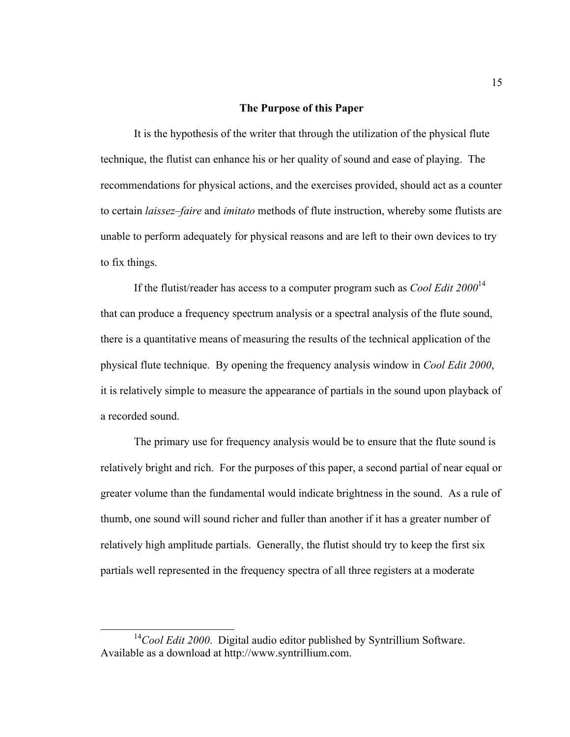## The Purpose of this Paper

It is the hypothesis of the writer that through the utilization of the physical flute technique, the flutist can enhance his or her quality of sound and ease of playing. The recommendations for physical actions, and the exercises provided, should act as a counter to certain *laissez–faire* and *imitato* methods of flute instruction, whereby some flutists are unable to perform adequately for physical reasons and are left to their own devices to try to fix things.

If the flutist/reader has access to a computer program such as *Cool Edit 2000*[14] that can produce a frequency spectrum analysis or a spectral analysis of the flute sound, there is a quantitative means of measuring the results of the technical application of the physical flute technique. By opening the frequency analysis window in *Cool Edit 2000*, it is relatively simple to measure the appearance of partials in the sound upon playback of a recorded sound.

The primary use for frequency analysis would be to ensure that the flute sound is relatively bright and rich. For the purposes of this paper, a second partial of near equal or greater volume than the fundamental would indicate brightness in the sound. As a rule of thumb, one sound will sound richer and fuller than another if it has a greater number of relatively high amplitude partials. Generally, the flutist should try to keep the first six partials well represented in the frequency spectra of all three registers at a moderate

---

[14] *Cool Edit 2000*. Digital audio editor published by Syntrillium Software. Available as a download at http://www.syntrillium.com.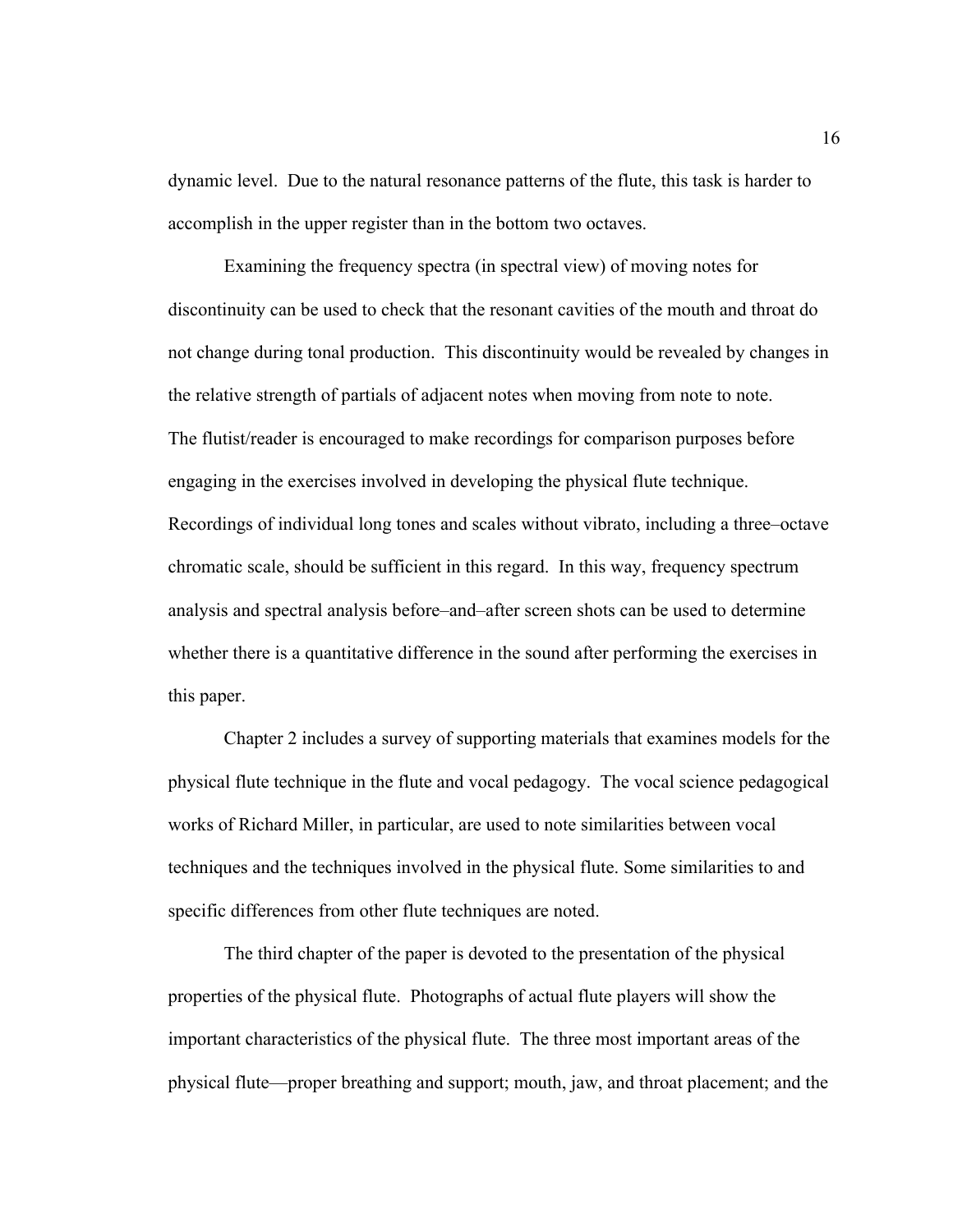dynamic level. Due to the natural resonance patterns of the flute, this task is harder to accomplish in the upper register than in the bottom two octaves.

Examining the frequency spectra (in spectral view) of moving notes for discontinuity can be used to check that the resonant cavities of the mouth and throat do not change during tonal production. This discontinuity would be revealed by changes in the relative strength of partials of adjacent notes when moving from note to note.

The flutist/reader is encouraged to make recordings for comparison purposes before engaging in the exercises involved in developing the physical flute technique. Recordings of individual long tones and scales without vibrato, including a three–octave chromatic scale, should be sufficient in this regard. In this way, frequency spectrum analysis and spectral analysis before–and–after screen shots can be used to determine whether there is a quantitative difference in the sound after performing the exercises in this paper.

Chapter 2 includes a survey of supporting materials that examines models for the physical flute technique in the flute and vocal pedagogy. The vocal science pedagogical works of Richard Miller, in particular, are used to note similarities between vocal techniques and the techniques involved in the physical flute. Some similarities to and specific differences from other flute techniques are noted.

The third chapter of the paper is devoted to the presentation of the physical properties of the physical flute. Photographs of actual flute players will show the important characteristics of the physical flute. The three most important areas of the physical flute—proper breathing and support; mouth, jaw, and throat placement; and the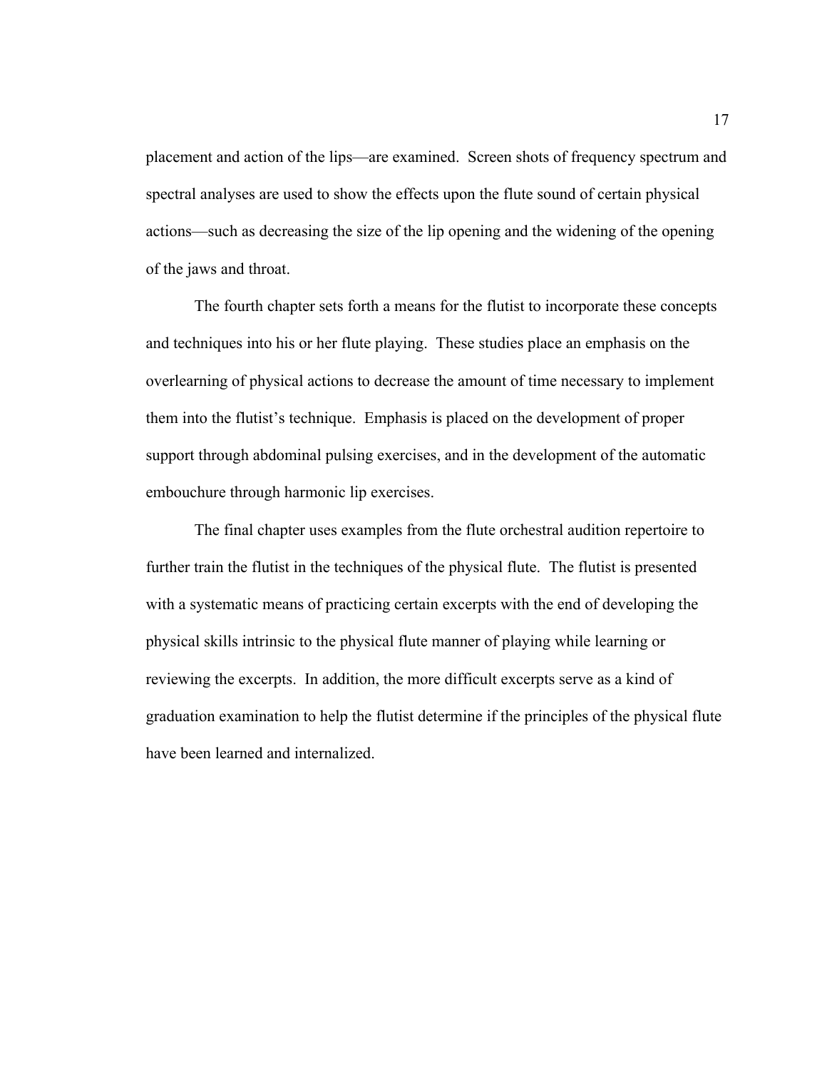placement and action of the lips—are examined. Screen shots of frequency spectrum and spectral analyses are used to show the effects upon the flute sound of certain physical actions—such as decreasing the size of the lip opening and the widening of the opening of the jaws and throat.

The fourth chapter sets forth a means for the flutist to incorporate these concepts and techniques into his or her flute playing. These studies place an emphasis on the overlearning of physical actions to decrease the amount of time necessary to implement them into the flutist's technique. Emphasis is placed on the development of proper support through abdominal pulsing exercises, and in the development of the automatic embouchure through harmonic lip exercises.

The final chapter uses examples from the flute orchestral audition repertoire to further train the flutist in the techniques of the physical flute. The flutist is presented with a systematic means of practicing certain excerpts with the end of developing the physical skills intrinsic to the physical flute manner of playing while learning or reviewing the excerpts. In addition, the more difficult excerpts serve as a kind of graduation examination to help the flutist determine if the principles of the physical flute have been learned and internalized.